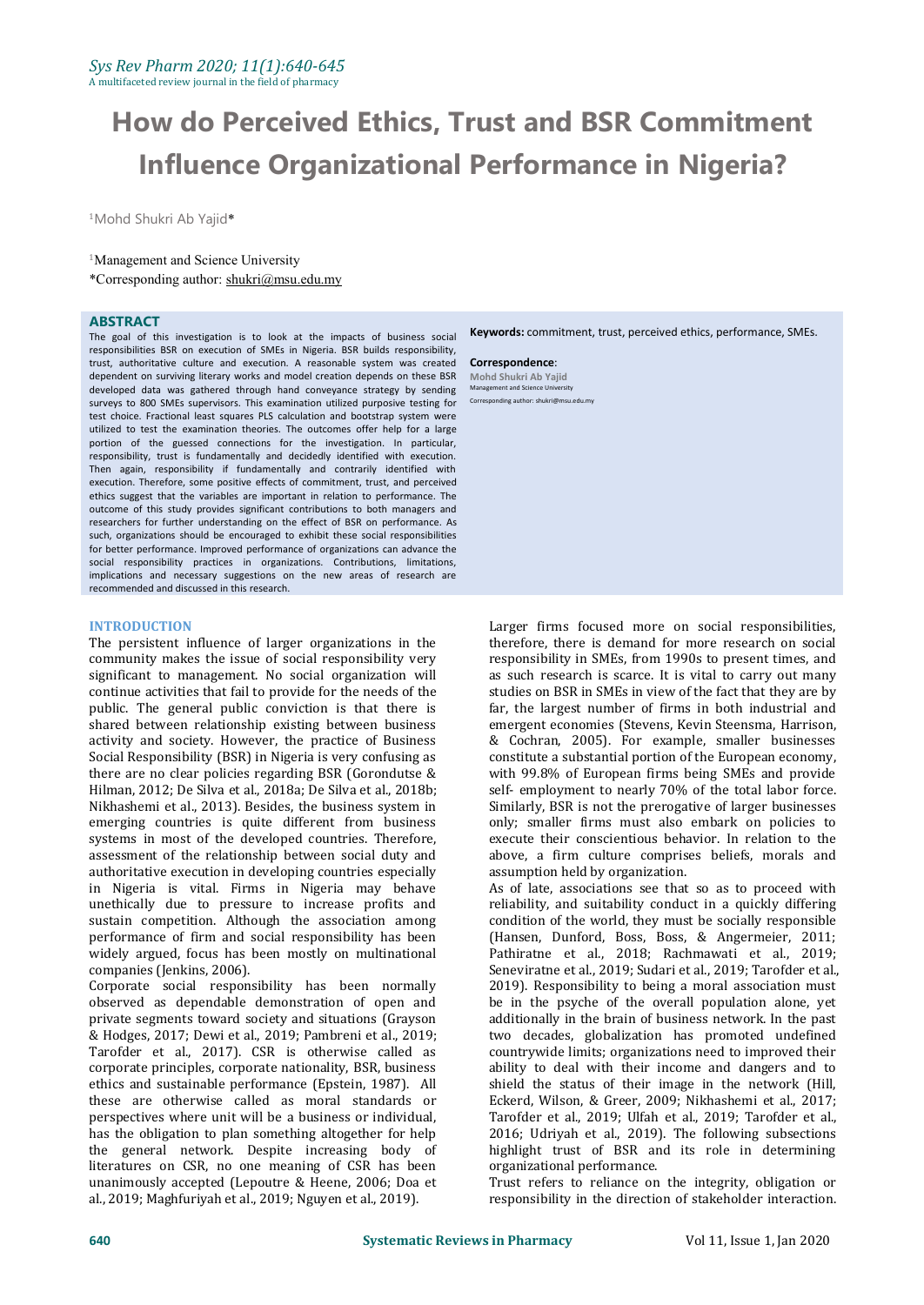# How do Perceived Ethics, Trust and BSR Commitment Influence Organizational Performance in Nigeria?

[1]Mohd Shukri Ab Yajid*

[1]Management and Science University
*Corresponding author: shukri@msu.edu.my

## ABSTRACT

The goal of this investigation is to look at the impacts of business social responsibilities BSR on execution of SMEs in Nigeria. BSR builds responsibility, trust, authoritative culture and execution. A reasonable system was created dependent on surviving literary works and model creation depends on these BSR developed data was gathered through hand conveyance strategy by sending surveys to 800 SMEs supervisors. This examination utilized purposive testing for test choice. Fractional least squares PLS calculation and bootstrap system were utilized to test the examination theories. The outcomes offer help for a large portion of the guessed connections for the investigation. In particular, responsibility, trust is fundamentally and decidedly identified with execution. Then again, responsibility if fundamentally and contrarily identified with execution. Therefore, some positive effects of commitment, trust, and perceived ethics suggest that the variables are important in relation to performance. The outcome of this study provides significant contributions to both managers and researchers for further understanding on the effect of BSR on performance. As such, organizations should be encouraged to exhibit these social responsibilities for better performance. Improved performance of organizations can advance the social responsibility practices in organizations. Contributions, limitations, implications and necessary suggestions on the new areas of research are recommended and discussed in this research.

**Keywords:** commitment, trust, perceived ethics, performance, SMEs.

**Correspondence**:
**Mohd Shukri Ab Yajid**
Management and Science University
Corresponding author: shukri@msu.edu.my

## INTRODUCTION

The persistent influence of larger organizations in the community makes the issue of social responsibility very significant to management. No social organization will continue activities that fail to provide for the needs of the public. The general public conviction is that there is shared between relationship existing between business activity and society. However, the practice of Business Social Responsibility (BSR) in Nigeria is very confusing as there are no clear policies regarding BSR (Gorondutse & Hilman, 2012; De Silva et al., 2018a; De Silva et al., 2018b; Nikhashemi et al., 2013). Besides, the business system in emerging countries is quite different from business systems in most of the developed countries. Therefore, assessment of the relationship between social duty and authoritative execution in developing countries especially in Nigeria is vital. Firms in Nigeria may behave unethically due to pressure to increase profits and sustain competition. Although the association among performance of firm and social responsibility has been widely argued, focus has been mostly on multinational companies (Jenkins, 2006).

Corporate social responsibility has been normally observed as dependable demonstration of open and private segments toward society and situations (Grayson & Hodges, 2017; Dewi et al., 2019; Pambreni et al., 2019; Tarofder et al., 2017). CSR is otherwise called as corporate principles, corporate nationality, BSR, business ethics and sustainable performance (Epstein, 1987). All these are otherwise called as moral standards or perspectives where unit will be a business or individual, has the obligation to plan something altogether for help the general network. Despite increasing body of literatures on CSR, no one meaning of CSR has been unanimously accepted (Lepoutre & Heene, 2006; Doa et al., 2019; Maghfuriyah et al., 2019; Nguyen et al., 2019).

Larger firms focused more on social responsibilities, therefore, there is demand for more research on social responsibility in SMEs, from 1990s to present times, and as such research is scarce. It is vital to carry out many studies on BSR in SMEs in view of the fact that they are by far, the largest number of firms in both industrial and emergent economies (Stevens, Kevin Steensma, Harrison, & Cochran, 2005). For example, smaller businesses constitute a substantial portion of the European economy, with 99.8% of European firms being SMEs and provide self- employment to nearly 70% of the total labor force. Similarly, BSR is not the prerogative of larger businesses only; smaller firms must also embark on policies to execute their conscientious behavior. In relation to the above, a firm culture comprises beliefs, morals and assumption held by organization.

As of late, associations see that so as to proceed with reliability, and suitability conduct in a quickly differing condition of the world, they must be socially responsible (Hansen, Dunford, Boss, Boss, & Angermeier, 2011; Pathiratne et al., 2018; Rachmawati et al., 2019; Seneviratne et al., 2019; Sudari et al., 2019; Tarofder et al., 2019). Responsibility to being a moral association must be in the psyche of the overall population alone, yet additionally in the brain of business network. In the past two decades, globalization has promoted undefined countrywide limits; organizations need to improved their ability to deal with their income and dangers and to shield the status of their image in the network (Hill, Eckerd, Wilson, & Greer, 2009; Nikhashemi et al., 2017; Tarofder et al., 2019; Ulfah et al., 2019; Tarofder et al., 2016; Udriyah et al., 2019). The following subsections highlight trust of BSR and its role in determining organizational performance.

Trust refers to reliance on the integrity, obligation or responsibility in the direction of stakeholder interaction.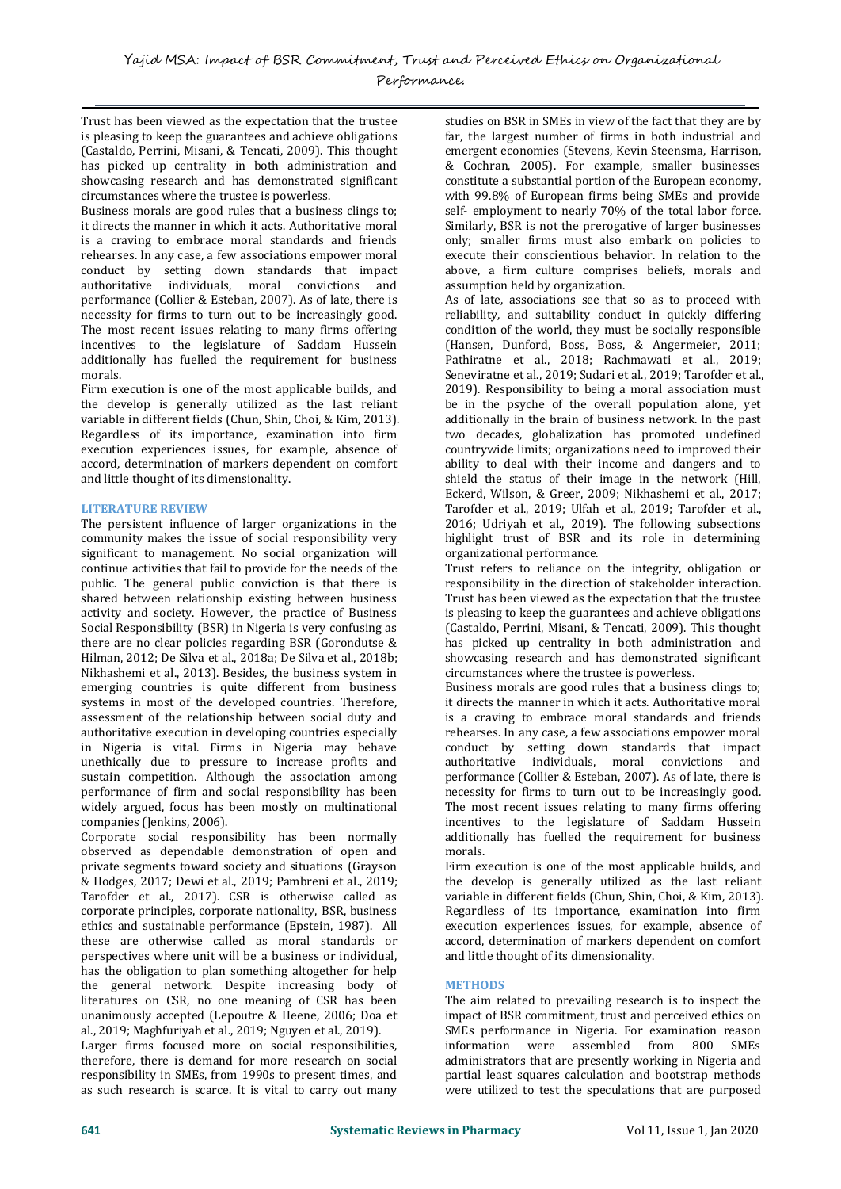Trust has been viewed as the expectation that the trustee is pleasing to keep the guarantees and achieve obligations (Castaldo, Perrini, Misani, & Tencati, 2009). This thought has picked up centrality in both administration and showcasing research and has demonstrated significant circumstances where the trustee is powerless.

Business morals are good rules that a business clings to; it directs the manner in which it acts. Authoritative moral is a craving to embrace moral standards and friends rehearses. In any case, a few associations empower moral conduct by setting down standards that impact authoritative individuals, moral convictions and performance (Collier & Esteban, 2007). As of late, there is necessity for firms to turn out to be increasingly good. The most recent issues relating to many firms offering incentives to the legislature of Saddam Hussein additionally has fuelled the requirement for business morals.

Firm execution is one of the most applicable builds, and the develop is generally utilized as the last reliant variable in different fields (Chun, Shin, Choi, & Kim, 2013). Regardless of its importance, examination into firm execution experiences issues, for example, absence of accord, determination of markers dependent on comfort and little thought of its dimensionality.

## LITERATURE REVIEW

The persistent influence of larger organizations in the community makes the issue of social responsibility very significant to management. No social organization will continue activities that fail to provide for the needs of the public. The general public conviction is that there is shared between relationship existing between business activity and society. However, the practice of Business Social Responsibility (BSR) in Nigeria is very confusing as there are no clear policies regarding BSR (Gorondutse & Hilman, 2012; De Silva et al., 2018a; De Silva et al., 2018b; Nikhashemi et al., 2013). Besides, the business system in emerging countries is quite different from business systems in most of the developed countries. Therefore, assessment of the relationship between social duty and authoritative execution in developing countries especially in Nigeria is vital. Firms in Nigeria may behave unethically due to pressure to increase profits and sustain competition. Although the association among performance of firm and social responsibility has been widely argued, focus has been mostly on multinational companies (Jenkins, 2006).

Corporate social responsibility has been normally observed as dependable demonstration of open and private segments toward society and situations (Grayson & Hodges, 2017; Dewi et al., 2019; Pambreni et al., 2019; Tarofder et al., 2017). CSR is otherwise called as corporate principles, corporate nationality, BSR, business ethics and sustainable performance (Epstein, 1987). All these are otherwise called as moral standards or perspectives where unit will be a business or individual, has the obligation to plan something altogether for help the general network. Despite increasing body of literatures on CSR, no one meaning of CSR has been unanimously accepted (Lepoutre & Heene, 2006; Doa et al., 2019; Maghfuriyah et al., 2019; Nguyen et al., 2019).

Larger firms focused more on social responsibilities, therefore, there is demand for more research on social responsibility in SMEs, from 1990s to present times, and as such research is scarce. It is vital to carry out many studies on BSR in SMEs in view of the fact that they are by far, the largest number of firms in both industrial and emergent economies (Stevens, Kevin Steensma, Harrison, & Cochran, 2005). For example, smaller businesses constitute a substantial portion of the European economy, with 99.8% of European firms being SMEs and provide self- employment to nearly 70% of the total labor force. Similarly, BSR is not the prerogative of larger businesses only; smaller firms must also embark on policies to execute their conscientious behavior. In relation to the above, a firm culture comprises beliefs, morals and assumption held by organization.

As of late, associations see that so as to proceed with reliability, and suitability conduct in quickly differing condition of the world, they must be socially responsible (Hansen, Dunford, Boss, Boss, & Angermeier, 2011; Pathiratne et al., 2018; Rachmawati et al., 2019; Seneviratne et al., 2019; Sudari et al., 2019; Tarofder et al., 2019). Responsibility to being a moral association must be in the psyche of the overall population alone, yet additionally in the brain of business network. In the past two decades, globalization has promoted undefined countrywide limits; organizations need to improved their ability to deal with their income and dangers and to shield the status of their image in the network (Hill, Eckerd, Wilson, & Greer, 2009; Nikhashemi et al., 2017; Tarofder et al., 2019; Ulfah et al., 2019; Tarofder et al., 2016; Udriyah et al., 2019). The following subsections highlight trust of BSR and its role in determining organizational performance.

Trust refers to reliance on the integrity, obligation or responsibility in the direction of stakeholder interaction. Trust has been viewed as the expectation that the trustee is pleasing to keep the guarantees and achieve obligations (Castaldo, Perrini, Misani, & Tencati, 2009). This thought has picked up centrality in both administration and showcasing research and has demonstrated significant circumstances where the trustee is powerless.

Business morals are good rules that a business clings to; it directs the manner in which it acts. Authoritative moral is a craving to embrace moral standards and friends rehearses. In any case, a few associations empower moral conduct by setting down standards that impact authoritative individuals, moral convictions and performance (Collier & Esteban, 2007). As of late, there is necessity for firms to turn out to be increasingly good. The most recent issues relating to many firms offering incentives to the legislature of Saddam Hussein additionally has fuelled the requirement for business morals.

Firm execution is one of the most applicable builds, and the develop is generally utilized as the last reliant variable in different fields (Chun, Shin, Choi, & Kim, 2013). Regardless of its importance, examination into firm execution experiences issues, for example, absence of accord, determination of markers dependent on comfort and little thought of its dimensionality.

## METHODS

The aim related to prevailing research is to inspect the impact of BSR commitment, trust and perceived ethics on SMEs performance in Nigeria. For examination reason information were assembled from 800 SMEs administrators that are presently working in Nigeria and partial least squares calculation and bootstrap methods were utilized to test the speculations that are purposed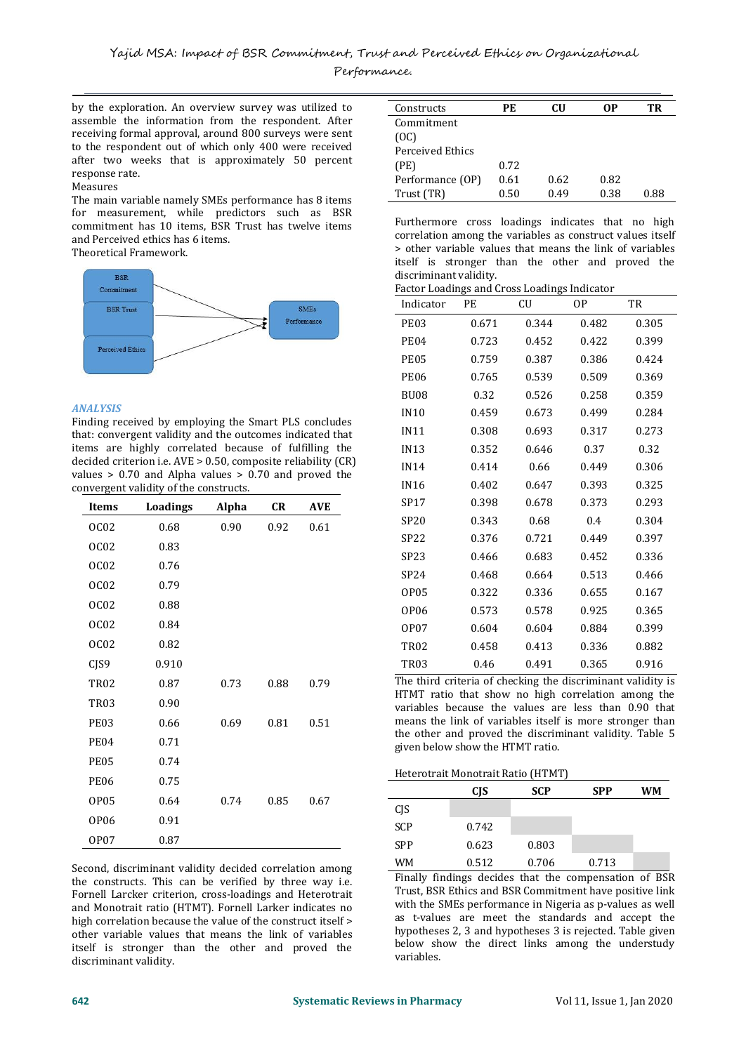by the exploration. An overview survey was utilized to assemble the information from the respondent. After receiving formal approval, around 800 surveys were sent to the respondent out of which only 400 were received after two weeks that is approximately 50 percent response rate.

Measures

The main variable namely SMEs performance has 8 items for measurement, while predictors such as BSR commitment has 10 items, BSR Trust has twelve items and Perceived ethics has 6 items.

Theoretical Framework.

BSR Commitment → SMEs Performance
BSR Trust → SMEs Performance
Perceived Ethics → SMEs Performance

## ANALYSIS

Finding received by employing the Smart PLS concludes that: convergent validity and the outcomes indicated that items are highly correlated because of fulfilling the decided criterion i.e. AVE > 0.50, composite reliability (CR) values > 0.70 and Alpha values > 0.70 and proved the convergent validity of the constructs.

| Items | Loadings | Alpha | CR | AVE |
|---|---|---|---|---|
| OC02 | 0.68 | 0.90 | 0.92 | 0.61 |
| OC02 | 0.83 | | | |
| OC02 | 0.76 | | | |
| OC02 | 0.79 | | | |
| OC02 | 0.88 | | | |
| OC02 | 0.84 | | | |
| OC02 | 0.82 | | | |
| CJS9 | 0.910 | | | |
| TR02 | 0.87 | 0.73 | 0.88 | 0.79 |
| TR03 | 0.90 | | | |
| PE03 | 0.66 | 0.69 | 0.81 | 0.51 |
| PE04 | 0.71 | | | |
| PE05 | 0.74 | | | |
| PE06 | 0.75 | | | |
| OP05 | 0.64 | 0.74 | 0.85 | 0.67 |
| OP06 | 0.91 | | | |
| OP07 | 0.87 | | | |

Second, discriminant validity decided correlation among the constructs. This can be verified by three way i.e. Fornell Larcker criterion, cross-loadings and Heterotrait and Monotrait ratio (HTMT). Fornell Larker indicates no high correlation because the value of the construct itself > other variable values that means the link of variables itself is stronger than the other and proved the discriminant validity.

| Constructs | PE | CU | OP | TR |
|---|---|---|---|---|
| Commitment (OC) | | | | |
| Perceived Ethics (PE) | 0.72 | | | |
| Performance (OP) | 0.61 | 0.62 | 0.82 | |
| Trust (TR) | 0.50 | 0.49 | 0.38 | 0.88 |

Furthermore cross loadings indicates that no high correlation among the variables as construct values itself > other variable values that means the link of variables itself is stronger than the other and proved the discriminant validity.

Factor Loadings and Cross Loadings Indicator

| Indicator | PE | CU | OP | TR |
|---|---|---|---|---|
| PE03 | 0.671 | 0.344 | 0.482 | 0.305 |
| PE04 | 0.723 | 0.452 | 0.422 | 0.399 |
| PE05 | 0.759 | 0.387 | 0.386 | 0.424 |
| PE06 | 0.765 | 0.539 | 0.509 | 0.369 |
| BU08 | 0.32 | 0.526 | 0.258 | 0.359 |
| IN10 | 0.459 | 0.673 | 0.499 | 0.284 |
| IN11 | 0.308 | 0.693 | 0.317 | 0.273 |
| IN13 | 0.352 | 0.646 | 0.37 | 0.32 |
| IN14 | 0.414 | 0.66 | 0.449 | 0.306 |
| IN16 | 0.402 | 0.647 | 0.393 | 0.325 |
| SP17 | 0.398 | 0.678 | 0.373 | 0.293 |
| SP20 | 0.343 | 0.68 | 0.4 | 0.304 |
| SP22 | 0.376 | 0.721 | 0.449 | 0.397 |
| SP23 | 0.466 | 0.683 | 0.452 | 0.336 |
| SP24 | 0.468 | 0.664 | 0.513 | 0.466 |
| OP05 | 0.322 | 0.336 | 0.655 | 0.167 |
| OP06 | 0.573 | 0.578 | 0.925 | 0.365 |
| OP07 | 0.604 | 0.604 | 0.884 | 0.399 |
| TR02 | 0.458 | 0.413 | 0.336 | 0.882 |
| TR03 | 0.46 | 0.491 | 0.365 | 0.916 |

The third criteria of checking the discriminant validity is HTMT ratio that show no high correlation among the variables because the values are less than 0.90 that means the link of variables itself is more stronger than the other and proved the discriminant validity. Table 5 given below show the HTMT ratio.

Heterotrait Monotrait Ratio (HTMT)

| | CJS | SCP | SPP | WM |
|---|---|---|---|---|
| CJS | | | | |
| SCP | 0.742 | | | |
| SPP | 0.623 | 0.803 | | |
| WM | 0.512 | 0.706 | 0.713 | |

Finally findings decides that the compensation of BSR Trust, BSR Ethics and BSR Commitment have positive link with the SMEs performance in Nigeria as p-values as well as t-values are meet the standards and accept the hypotheses 2, 3 and hypotheses 3 is rejected. Table given below show the direct links among the understudy variables.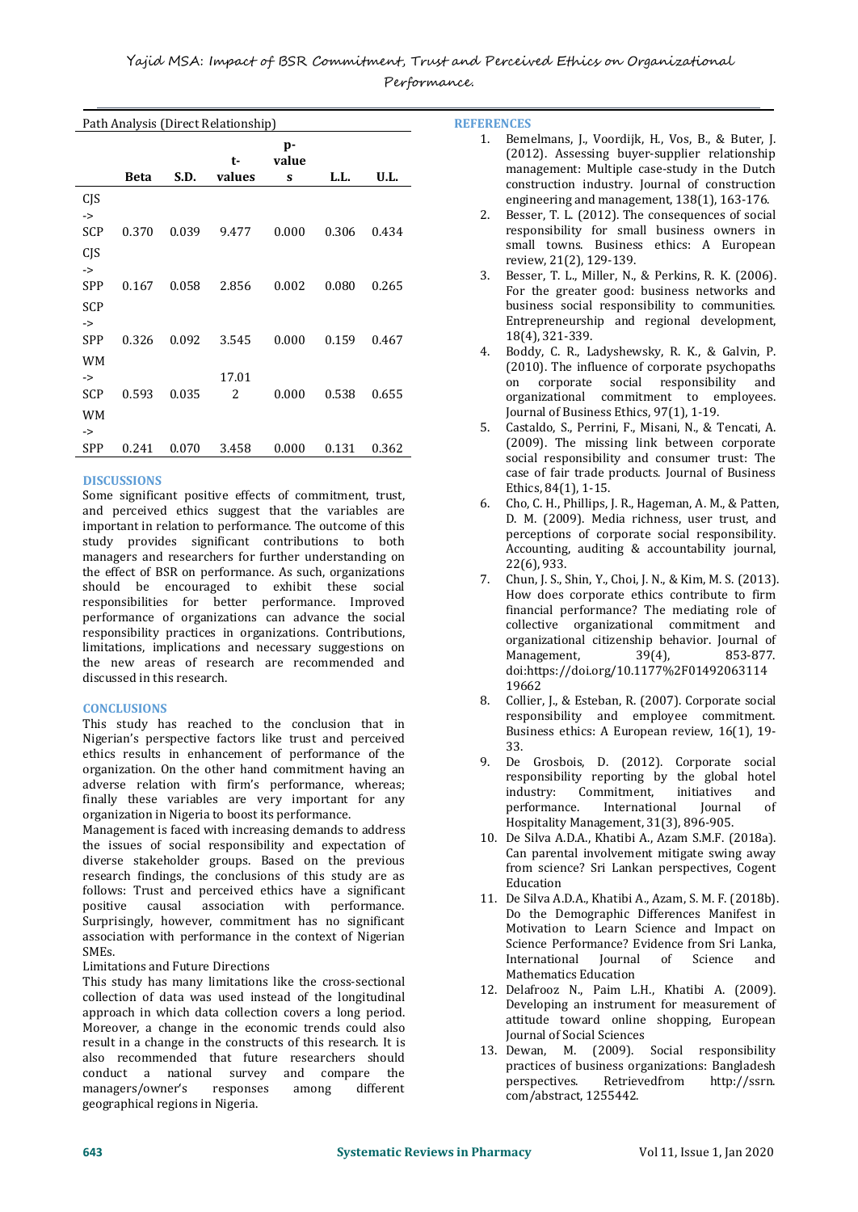Path Analysis (Direct Relationship)

| | Beta | S.D. | t-values | p-values | L.L. | U.L. |
|---|---|---|---|---|---|---|
| CJS -> SCP | 0.370 | 0.039 | 9.477 | 0.000 | 0.306 | 0.434 |
| CJS -> SPP | 0.167 | 0.058 | 2.856 | 0.002 | 0.080 | 0.265 |
| SCP -> SPP | 0.326 | 0.092 | 3.545 | 0.000 | 0.159 | 0.467 |
| WM -> SCP | 0.593 | 0.035 | 17.012 | 0.000 | 0.538 | 0.655 |
| WM -> SPP | 0.241 | 0.070 | 3.458 | 0.000 | 0.131 | 0.362 |

## DISCUSSIONS

Some significant positive effects of commitment, trust, and perceived ethics suggest that the variables are important in relation to performance. The outcome of this study provides significant contributions to both managers and researchers for further understanding on the effect of BSR on performance. As such, organizations should be encouraged to exhibit these social responsibilities for better performance. Improved performance of organizations can advance the social responsibility practices in organizations. Contributions, limitations, implications and necessary suggestions on the new areas of research are recommended and discussed in this research.

## CONCLUSIONS

This study has reached to the conclusion that in Nigerian's perspective factors like trust and perceived ethics results in enhancement of performance of the organization. On the other hand commitment having an adverse relation with firm's performance, whereas; finally these variables are very important for any organization in Nigeria to boost its performance.

Management is faced with increasing demands to address the issues of social responsibility and expectation of diverse stakeholder groups. Based on the previous research findings, the conclusions of this study are as follows: Trust and perceived ethics have a significant positive causal association with performance. Surprisingly, however, commitment has no significant association with performance in the context of Nigerian SMEs.

Limitations and Future Directions

This study has many limitations like the cross-sectional collection of data was used instead of the longitudinal approach in which data collection covers a long period. Moreover, a change in the economic trends could also result in a change in the constructs of this research. It is also recommended that future researchers should conduct a national survey and compare the managers/owner's responses among different geographical regions in Nigeria.

## REFERENCES

1. Bemelmans, J., Voordijk, H., Vos, B., & Buter, J. (2012). Assessing buyer-supplier relationship management: Multiple case-study in the Dutch construction industry. Journal of construction engineering and management, 138(1), 163-176.
2. Besser, T. L. (2012). The consequences of social responsibility for small business owners in small towns. Business ethics: A European review, 21(2), 129-139.
3. Besser, T. L., Miller, N., & Perkins, R. K. (2006). For the greater good: business networks and business social responsibility to communities. Entrepreneurship and regional development, 18(4), 321-339.
4. Boddy, C. R., Ladyshewsky, R. K., & Galvin, P. (2010). The influence of corporate psychopaths on corporate social responsibility and organizational commitment to employees. Journal of Business Ethics, 97(1), 1-19.
5. Castaldo, S., Perrini, F., Misani, N., & Tencati, A. (2009). The missing link between corporate social responsibility and consumer trust: The case of fair trade products. Journal of Business Ethics, 84(1), 1-15.
6. Cho, C. H., Phillips, J. R., Hageman, A. M., & Patten, D. M. (2009). Media richness, user trust, and perceptions of corporate social responsibility. Accounting, auditing & accountability journal, 22(6), 933.
7. Chun, J. S., Shin, Y., Choi, J. N., & Kim, M. S. (2013). How does corporate ethics contribute to firm financial performance? The mediating role of collective organizational commitment and organizational citizenship behavior. Journal of Management, 39(4), 853-877. doi:https://doi.org/10.1177%2F0149206311419662
8. Collier, J., & Esteban, R. (2007). Corporate social responsibility and employee commitment. Business ethics: A European review, 16(1), 19-33.
9. De Grosbois, D. (2012). Corporate social responsibility reporting by the global hotel industry: Commitment, initiatives and performance. International Journal of Hospitality Management, 31(3), 896-905.
10. De Silva A.D.A., Khatibi A., Azam S.M.F. (2018a). Can parental involvement mitigate swing away from science? Sri Lankan perspectives, Cogent Education
11. De Silva A.D.A., Khatibi A., Azam, S. M. F. (2018b). Do the Demographic Differences Manifest in Motivation to Learn Science and Impact on Science Performance? Evidence from Sri Lanka, International Journal of Science and Mathematics Education
12. Delafrooz N., Paim L.H., Khatibi A. (2009). Developing an instrument for measurement of attitude toward online shopping, European Journal of Social Sciences
13. Dewan, M. (2009). Social responsibility practices of business organizations: Bangladesh perspectives. Retrievedfrom http://ssrn.com/abstract, 1255442.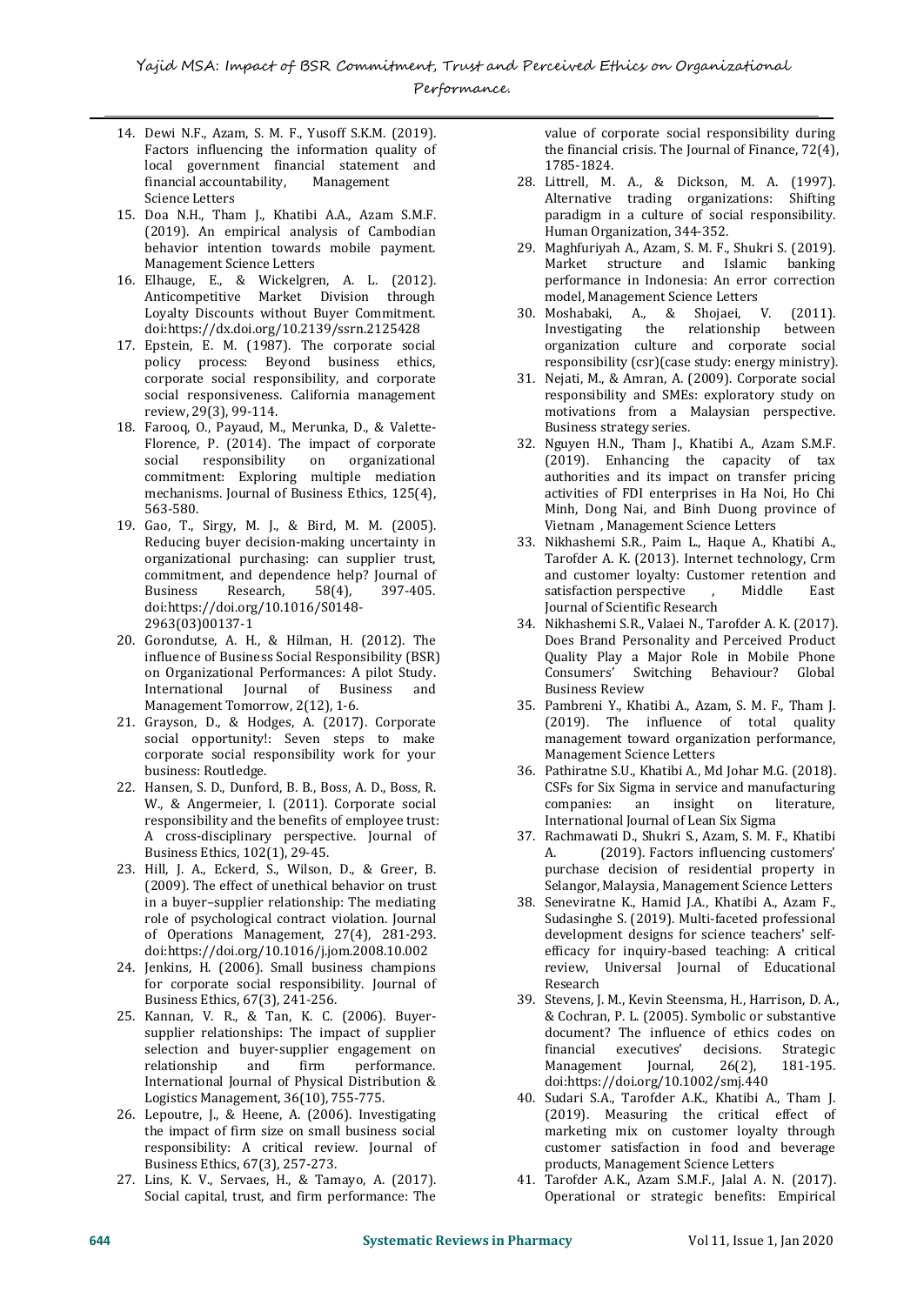14. Dewi N.F., Azam, S. M. F., Yusoff S.K.M. (2019). Factors influencing the information quality of local government financial statement and financial accountability, Management Science Letters
15. Doa N.H., Tham J., Khatibi A.A., Azam S.M.F. (2019). An empirical analysis of Cambodian behavior intention towards mobile payment. Management Science Letters
16. Elhauge, E., & Wickelgren, A. L. (2012). Anticompetitive Market Division through Loyalty Discounts without Buyer Commitment. doi:https://dx.doi.org/10.2139/ssrn.2125428
17. Epstein, E. M. (1987). The corporate social policy process: Beyond business ethics, corporate social responsibility, and corporate social responsiveness. California management review, 29(3), 99-114.
18. Farooq, O., Payaud, M., Merunka, D., & Valette-Florence, P. (2014). The impact of corporate social responsibility on organizational commitment: Exploring multiple mediation mechanisms. Journal of Business Ethics, 125(4), 563-580.
19. Gao, T., Sirgy, M. J., & Bird, M. M. (2005). Reducing buyer decision-making uncertainty in organizational purchasing: can supplier trust, commitment, and dependence help? Journal of Business Research, 58(4), 397-405. doi:https://doi.org/10.1016/S0148-2963(03)00137-1
20. Gorondutse, A. H., & Hilman, H. (2012). The influence of Business Social Responsibility (BSR) on Organizational Performances: A pilot Study. International Journal of Business and Management Tomorrow, 2(12), 1-6.
21. Grayson, D., & Hodges, A. (2017). Corporate social opportunity!: Seven steps to make corporate social responsibility work for your business: Routledge.
22. Hansen, S. D., Dunford, B. B., Boss, A. D., Boss, R. W., & Angermeier, I. (2011). Corporate social responsibility and the benefits of employee trust: A cross-disciplinary perspective. Journal of Business Ethics, 102(1), 29-45.
23. Hill, J. A., Eckerd, S., Wilson, D., & Greer, B. (2009). The effect of unethical behavior on trust in a buyer–supplier relationship: The mediating role of psychological contract violation. Journal of Operations Management, 27(4), 281-293. doi:https://doi.org/10.1016/j.jom.2008.10.002
24. Jenkins, H. (2006). Small business champions for corporate social responsibility. Journal of Business Ethics, 67(3), 241-256.
25. Kannan, V. R., & Tan, K. C. (2006). Buyer-supplier relationships: The impact of supplier selection and buyer-supplier engagement on relationship and firm performance. International Journal of Physical Distribution & Logistics Management, 36(10), 755-775.
26. Lepoutre, J., & Heene, A. (2006). Investigating the impact of firm size on small business social responsibility: A critical review. Journal of Business Ethics, 67(3), 257-273.
27. Lins, K. V., Servaes, H., & Tamayo, A. (2017). Social capital, trust, and firm performance: The value of corporate social responsibility during the financial crisis. The Journal of Finance, 72(4), 1785-1824.
28. Littrell, M. A., & Dickson, M. A. (1997). Alternative trading organizations: Shifting paradigm in a culture of social responsibility. Human Organization, 344-352.
29. Maghfuriyah A., Azam, S. M. F., Shukri S. (2019). Market structure and Islamic banking performance in Indonesia: An error correction model, Management Science Letters
30. Moshabaki, A., & Shojaei, V. (2011). Investigating the relationship between organization culture and corporate social responsibility (csr)(case study: energy ministry).
31. Nejati, M., & Amran, A. (2009). Corporate social responsibility and SMEs: exploratory study on motivations from a Malaysian perspective. Business strategy series.
32. Nguyen H.N., Tham J., Khatibi A., Azam S.M.F. (2019). Enhancing the capacity of tax authorities and its impact on transfer pricing activities of FDI enterprises in Ha Noi, Ho Chi Minh, Dong Nai, and Binh Duong province of Vietnam , Management Science Letters
33. Nikhashemi S.R., Paim L., Haque A., Khatibi A., Tarofder A. K. (2013). Internet technology, Crm and customer loyalty: Customer retention and satisfaction perspective , Middle East Journal of Scientific Research
34. Nikhashemi S.R., Valaei N., Tarofder A. K. (2017). Does Brand Personality and Perceived Product Quality Play a Major Role in Mobile Phone Consumers' Switching Behaviour? Global Business Review
35. Pambreni Y., Khatibi A., Azam, S. M. F., Tham J. (2019). The influence of total quality management toward organization performance, Management Science Letters
36. Pathiratne S.U., Khatibi A., Md Johar M.G. (2018). CSFs for Six Sigma in service and manufacturing companies: an insight on literature, International Journal of Lean Six Sigma
37. Rachmawati D., Shukri S., Azam, S. M. F., Khatibi A. (2019). Factors influencing customers' purchase decision of residential property in Selangor, Malaysia, Management Science Letters
38. Seneviratne K., Hamid J.A., Khatibi A., Azam F., Sudasinghe S. (2019). Multi-faceted professional development designs for science teachers' self-efficacy for inquiry-based teaching: A critical review, Universal Journal of Educational Research
39. Stevens, J. M., Kevin Steensma, H., Harrison, D. A., & Cochran, P. L. (2005). Symbolic or substantive document? The influence of ethics codes on financial executives' decisions. Strategic Management Journal, 26(2), 181-195. doi:https://doi.org/10.1002/smj.440
40. Sudari S.A., Tarofder A.K., Khatibi A., Tham J. (2019). Measuring the critical effect of marketing mix on customer loyalty through customer satisfaction in food and beverage products, Management Science Letters
41. Tarofder A.K., Azam S.M.F., Jalal A. N. (2017). Operational or strategic benefits: Empirical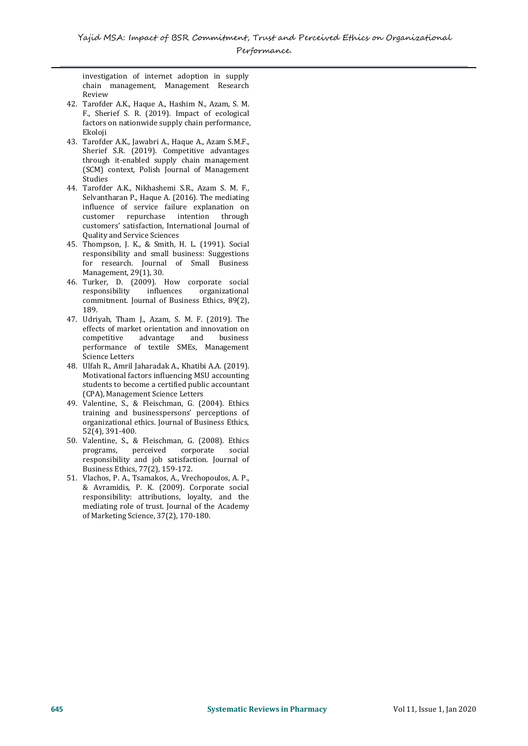investigation of internet adoption in supply chain management, Management Research Review

42. Tarofder A.K., Haque A., Hashim N., Azam, S. M. F., Sherief S. R. (2019). Impact of ecological factors on nationwide supply chain performance, Ekoloji
43. Tarofder A.K., Jawabri A., Haque A., Azam S.M.F., Sherief S.R. (2019). Competitive advantages through it-enabled supply chain management (SCM) context, Polish Journal of Management Studies
44. Tarofder A.K., Nikhashemi S.R., Azam S. M. F., Selvantharan P., Haque A. (2016). The mediating influence of service failure explanation on customer repurchase intention through customers' satisfaction, International Journal of Quality and Service Sciences
45. Thompson, J. K., & Smith, H. L. (1991). Social responsibility and small business: Suggestions for research. Journal of Small Business Management, 29(1), 30.
46. Turker, D. (2009). How corporate social responsibility influences organizational commitment. Journal of Business Ethics, 89(2), 189.
47. Udriyah, Tham J., Azam, S. M. F. (2019). The effects of market orientation and innovation on competitive advantage and business performance of textile SMEs, Management Science Letters
48. Ulfah R., Amril Jaharadak A., Khatibi A.A. (2019). Motivational factors influencing MSU accounting students to become a certified public accountant (CPA), Management Science Letters
49. Valentine, S., & Fleischman, G. (2004). Ethics training and businesspersons' perceptions of organizational ethics. Journal of Business Ethics, 52(4), 391-400.
50. Valentine, S., & Fleischman, G. (2008). Ethics programs, perceived corporate social responsibility and job satisfaction. Journal of Business Ethics, 77(2), 159-172.
51. Vlachos, P. A., Tsamakos, A., Vrechopoulos, A. P., & Avramidis, P. K. (2009). Corporate social responsibility: attributions, loyalty, and the mediating role of trust. Journal of the Academy of Marketing Science, 37(2), 170-180.